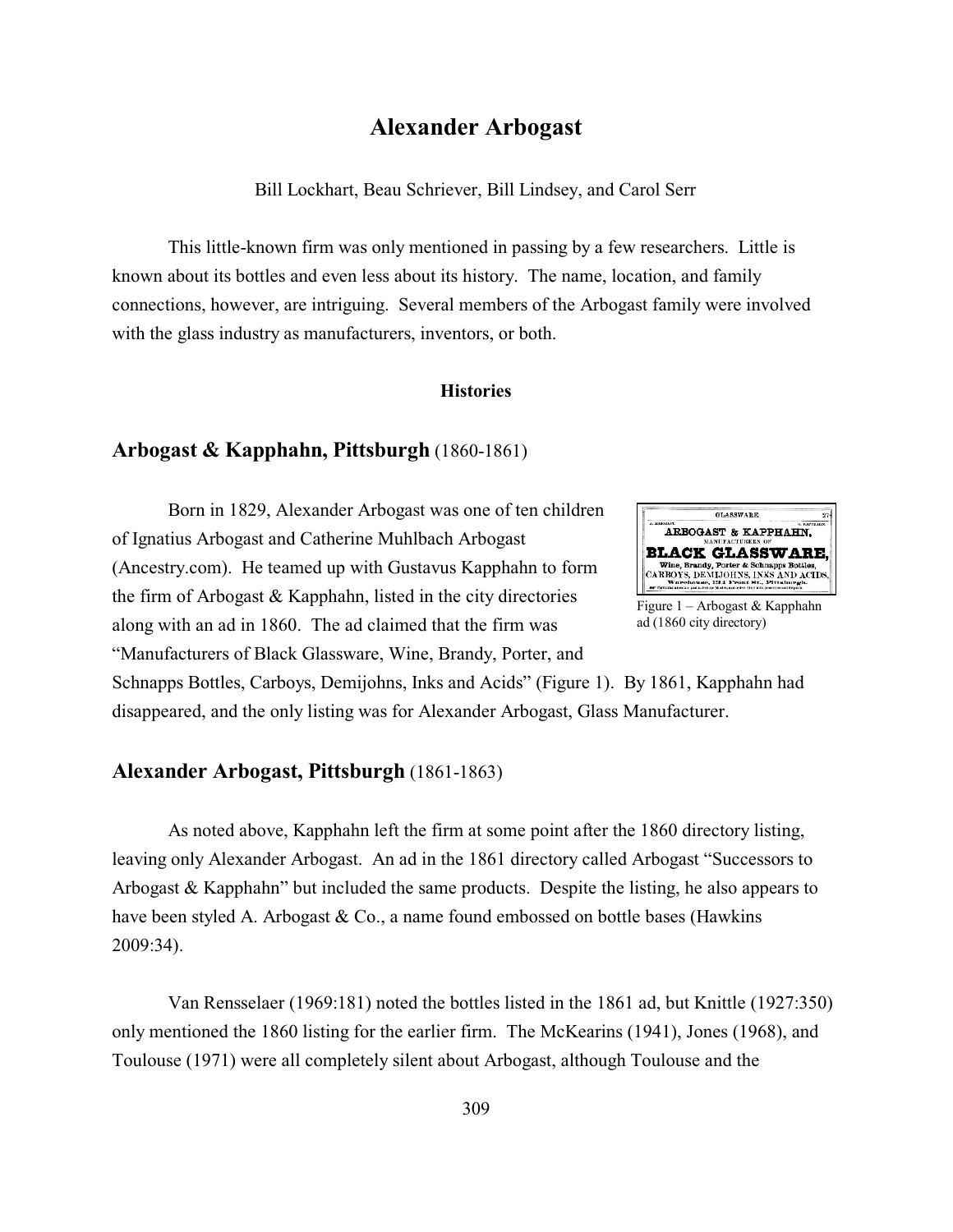# Alexander Arbogast

Bill Lockhart, Beau Schriever, Bill Lindsey, and Carol Serr

This little-known firm was only mentioned in passing by a few researchers. Little is known about its bottles and even less about its history. The name, location, and family connections, however, are intriguing. Several members of the Arbogast family were involved with the glass industry as manufacturers, inventors, or both.

### Histories

## Arbogast & Kapphahn, Pittsburgh (1860-1861)

Born in 1829, Alexander Arbogast was one of ten children of Ignatius Arbogast and Catherine Muhlbach Arbogast (Ancestry.com). He teamed up with Gustavus Kapphahn to form the firm of Arbogast & Kapphahn, listed in the city directories along with an ad in 1860. The ad claimed that the firm was "Manufacturers of Black Glassware, Wine, Brandy, Porter, and Schnapps Bottles, Carboys, Demijohns, Inks and Acids" (Figure 1). By 1861, Kapphahn had disappeared, and the only listing was for Alexander Arbogast, Glass Manufacturer.

Figure 1 – Arbogast & Kapphahn ad (1860 city directory)

## Alexander Arbogast, Pittsburgh (1861-1863)

As noted above, Kapphahn left the firm at some point after the 1860 directory listing, leaving only Alexander Arbogast. An ad in the 1861 directory called Arbogast "Successors to Arbogast & Kapphahn" but included the same products. Despite the listing, he also appears to have been styled A. Arbogast & Co., a name found embossed on bottle bases (Hawkins 2009:34).

Van Rensselaer (1969:181) noted the bottles listed in the 1861 ad, but Knittle (1927:350) only mentioned the 1860 listing for the earlier firm. The McKearins (1941), Jones (1968), and Toulouse (1971) were all completely silent about Arbogast, although Toulouse and the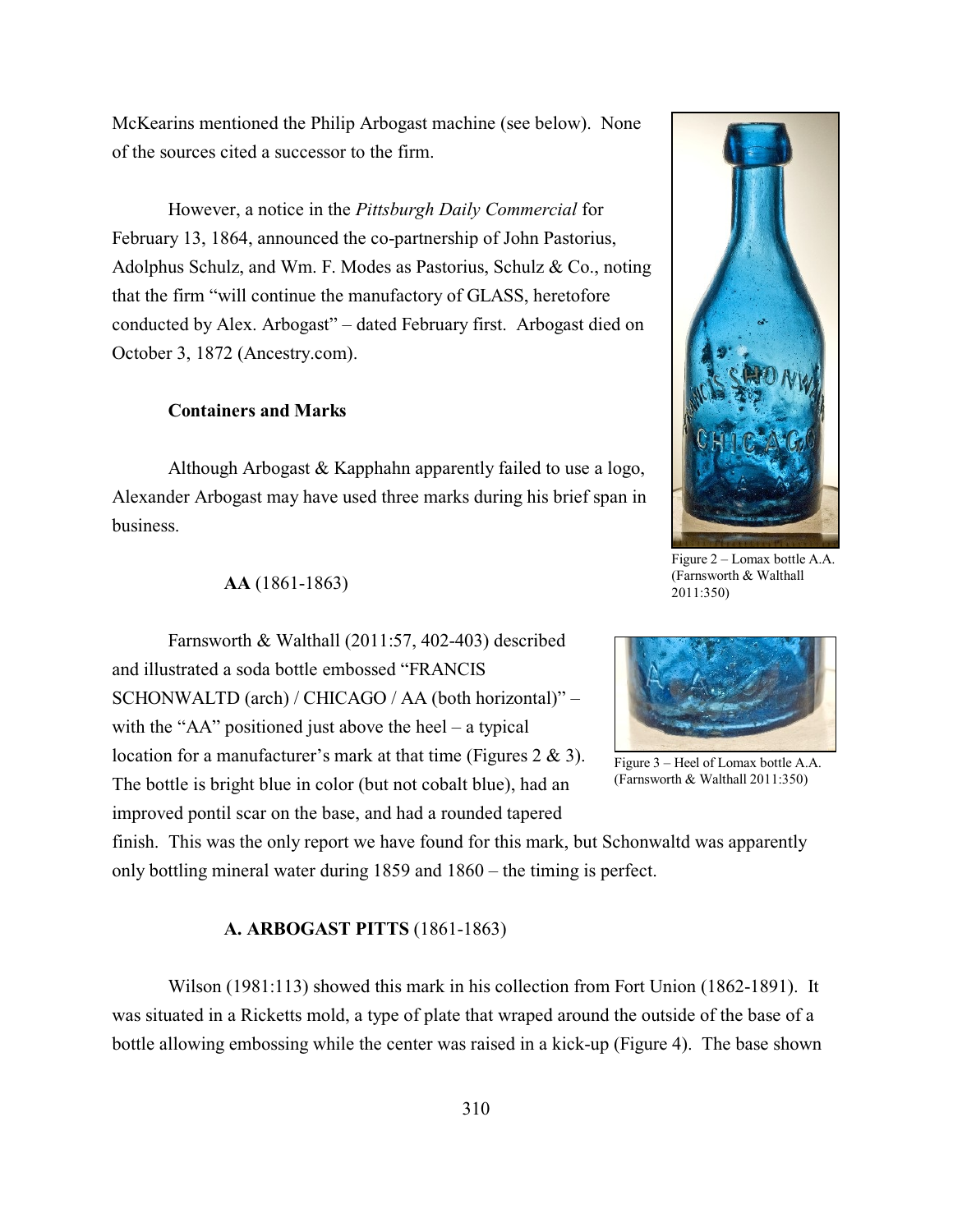McKearins mentioned the Philip Arbogast machine (see below). None of the sources cited a successor to the firm.

However, a notice in the *Pittsburgh Daily Commercial* for February 13, 1864, announced the co-partnership of John Pastorius, Adolphus Schulz, and Wm. F. Modes as Pastorius, Schulz & Co., noting that the firm "will continue the manufactory of GLASS, heretofore conducted by Alex. Arbogast" – dated February first. Arbogast died on October 3, 1872 (Ancestry.com).

### Containers and Marks

Although Arbogast & Kapphahn apparently failed to use a logo, Alexander Arbogast may have used three marks during his brief span in business.

Figure 2 – Lomax bottle A.A. (Farnsworth & Walthall 2011:350)

#### AA (1861-1863)

Farnsworth & Walthall (2011:57, 402-403) described and illustrated a soda bottle embossed "FRANCIS SCHONWALTD (arch) / CHICAGO / AA (both horizontal)" – with the "AA" positioned just above the heel – a typical location for a manufacturer's mark at that time (Figures 2 & 3). The bottle is bright blue in color (but not cobalt blue), had an improved pontil scar on the base, and had a rounded tapered finish. This was the only report we have found for this mark, but Schonwaltd was apparently only bottling mineral water during 1859 and 1860 – the timing is perfect.

Figure 3 – Heel of Lomax bottle A.A. (Farnsworth & Walthall 2011:350)

#### A. ARBOGAST PITTS (1861-1863)

Wilson (1981:113) showed this mark in his collection from Fort Union (1862-1891). It was situated in a Ricketts mold, a type of plate that wraped around the outside of the base of a bottle allowing embossing while the center was raised in a kick-up (Figure 4). The base shown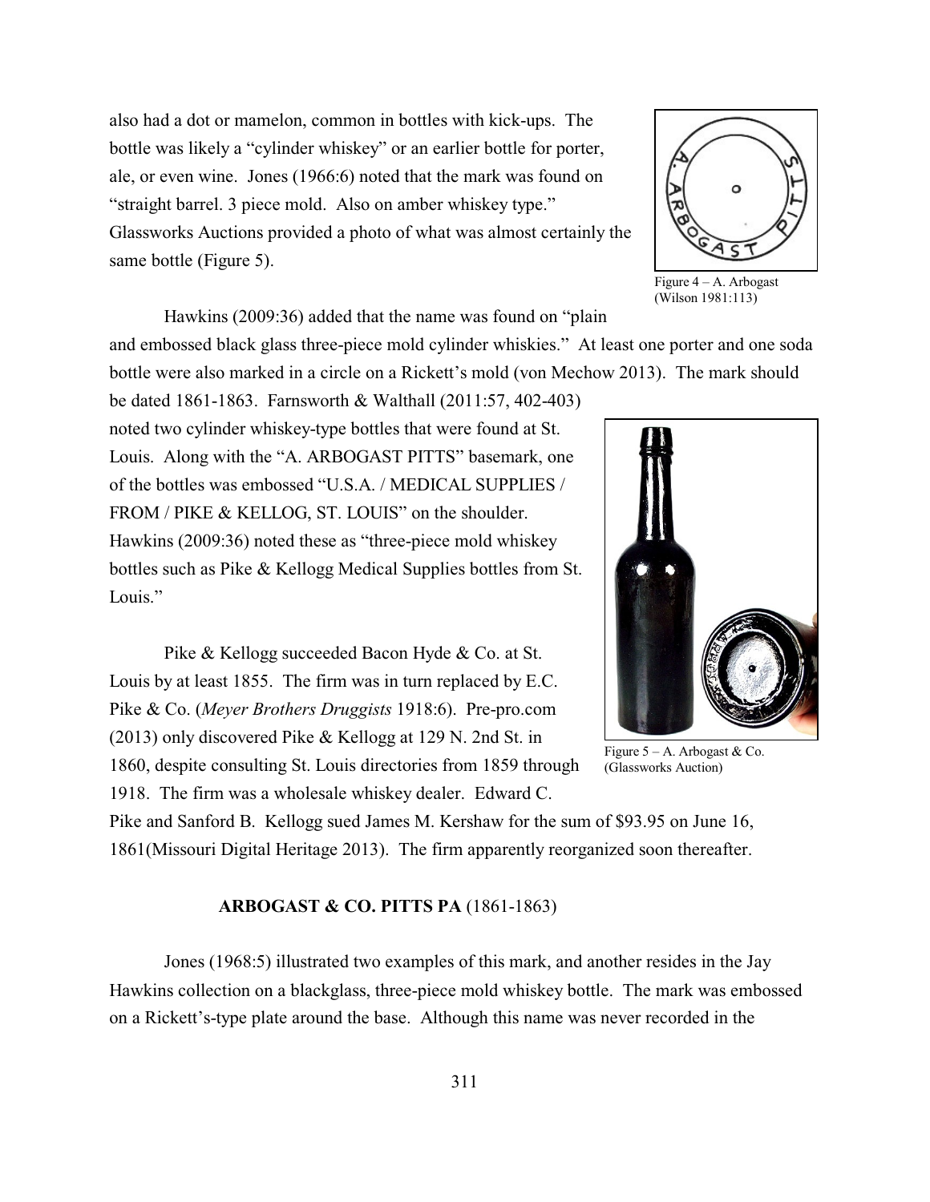also had a dot or mamelon, common in bottles with kick-ups. The bottle was likely a "cylinder whiskey" or an earlier bottle for porter, ale, or even wine. Jones (1966:6) noted that the mark was found on "straight barrel. 3 piece mold. Also on amber whiskey type." Glassworks Auctions provided a photo of what was almost certainly the same bottle (Figure 5).

Figure 4 – A. Arbogast (Wilson 1981:113)

Hawkins (2009:36) added that the name was found on "plain and embossed black glass three-piece mold cylinder whiskies." At least one porter and one soda bottle were also marked in a circle on a Rickett's mold (von Mechow 2013). The mark should be dated 1861-1863. Farnsworth & Walthall (2011:57, 402-403) noted two cylinder whiskey-type bottles that were found at St. Louis. Along with the "A. ARBOGAST PITTS" basemark, one of the bottles was embossed "U.S.A. / MEDICAL SUPPLIES / FROM / PIKE & KELLOG, ST. LOUIS" on the shoulder. Hawkins (2009:36) noted these as "three-piece mold whiskey bottles such as Pike & Kellogg Medical Supplies bottles from St. Louis."

Figure 5 – A. Arbogast & Co. (Glassworks Auction)

Pike & Kellogg succeeded Bacon Hyde & Co. at St. Louis by at least 1855. The firm was in turn replaced by E.C. Pike & Co. (*Meyer Brothers Druggists* 1918:6). Pre-pro.com (2013) only discovered Pike & Kellogg at 129 N. 2nd St. in 1860, despite consulting St. Louis directories from 1859 through 1918. The firm was a wholesale whiskey dealer. Edward C. Pike and Sanford B. Kellogg sued James M. Kershaw for the sum of $93.95 on June 16, 1861(Missouri Digital Heritage 2013). The firm apparently reorganized soon thereafter.

### **ARBOGAST & CO. PITTS PA** (1861-1863)

Jones (1968:5) illustrated two examples of this mark, and another resides in the Jay Hawkins collection on a blackglass, three-piece mold whiskey bottle. The mark was embossed on a Rickett's-type plate around the base. Although this name was never recorded in the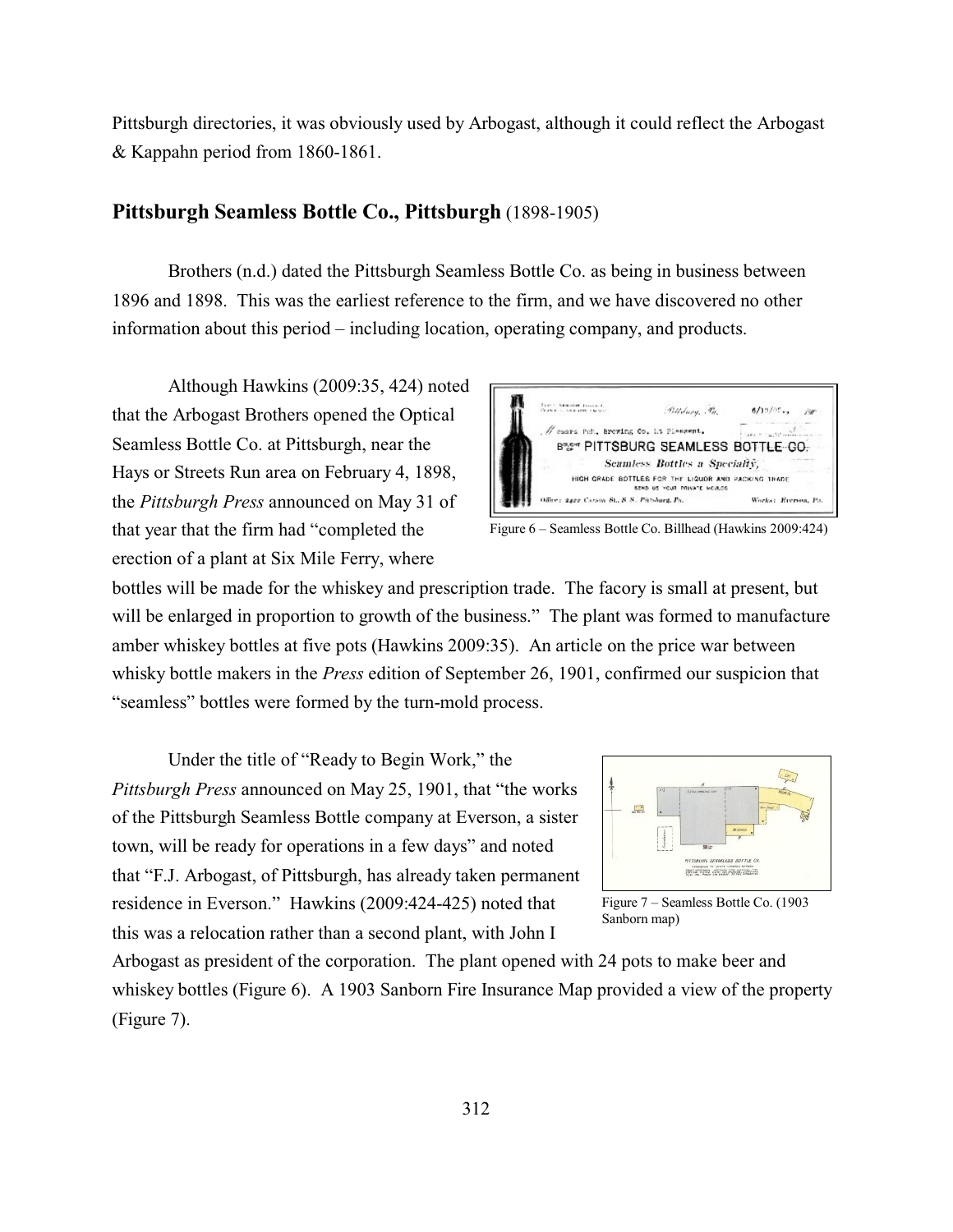Pittsburgh directories, it was obviously used by Arbogast, although it could reflect the Arbogast & Kappahn period from 1860-1861.

## Pittsburgh Seamless Bottle Co., Pittsburgh (1898-1905)

Brothers (n.d.) dated the Pittsburgh Seamless Bottle Co. as being in business between 1896 and 1898. This was the earliest reference to the firm, and we have discovered no other information about this period – including location, operating company, and products.

Although Hawkins (2009:35, 424) noted that the Arbogast Brothers opened the Optical Seamless Bottle Co. at Pittsburgh, near the Hays or Streets Run area on February 4, 1898, the *Pittsburgh Press* announced on May 31 of that year that the firm had "completed the erection of a plant at Six Mile Ferry, where bottles will be made for the whiskey and prescription trade. The facory is small at present, but will be enlarged in proportion to growth of the business." The plant was formed to manufacture amber whiskey bottles at five pots (Hawkins 2009:35). An article on the price war between whisky bottle makers in the *Press* edition of September 26, 1901, confirmed our suspicion that "seamless" bottles were formed by the turn-mold process.

Figure 6 – Seamless Bottle Co. Billhead (Hawkins 2009:424)

Under the title of "Ready to Begin Work," the *Pittsburgh Press* announced on May 25, 1901, that "the works of the Pittsburgh Seamless Bottle company at Everson, a sister town, will be ready for operations in a few days" and noted that "F.J. Arbogast, of Pittsburgh, has already taken permanent residence in Everson." Hawkins (2009:424-425) noted that this was a relocation rather than a second plant, with John I Arbogast as president of the corporation. The plant opened with 24 pots to make beer and whiskey bottles (Figure 6). A 1903 Sanborn Fire Insurance Map provided a view of the property (Figure 7).

Figure 7 – Seamless Bottle Co. (1903 Sanborn map)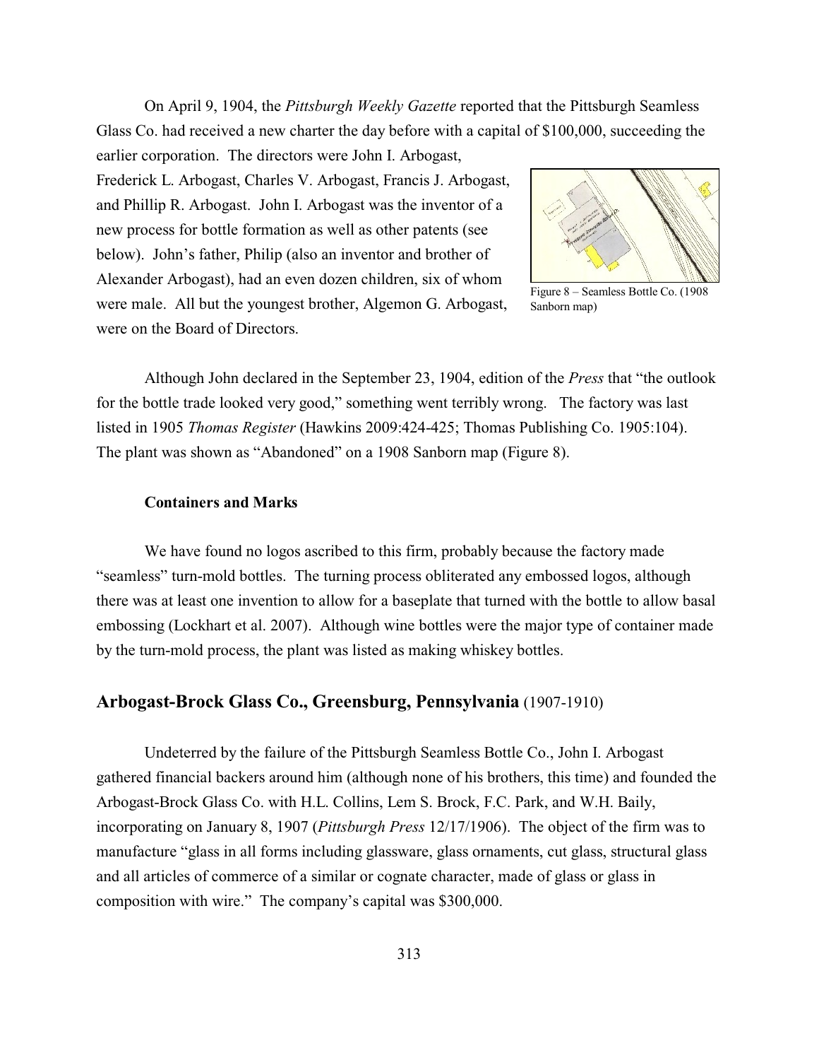On April 9, 1904, the *Pittsburgh Weekly Gazette* reported that the Pittsburgh Seamless Glass Co. had received a new charter the day before with a capital of $100,000, succeeding the earlier corporation. The directors were John I. Arbogast, Frederick L. Arbogast, Charles V. Arbogast, Francis J. Arbogast, and Phillip R. Arbogast. John I. Arbogast was the inventor of a new process for bottle formation as well as other patents (see below). John's father, Philip (also an inventor and brother of Alexander Arbogast), had an even dozen children, six of whom were male. All but the youngest brother, Algemon G. Arbogast, were on the Board of Directors.

Figure 8 – Seamless Bottle Co. (1908 Sanborn map)

Although John declared in the September 23, 1904, edition of the *Press* that "the outlook for the bottle trade looked very good," something went terribly wrong. The factory was last listed in 1905 *Thomas Register* (Hawkins 2009:424-425; Thomas Publishing Co. 1905:104). The plant was shown as "Abandoned" on a 1908 Sanborn map (Figure 8).

### Containers and Marks

We have found no logos ascribed to this firm, probably because the factory made "seamless" turn-mold bottles. The turning process obliterated any embossed logos, although there was at least one invention to allow for a baseplate that turned with the bottle to allow basal embossing (Lockhart et al. 2007). Although wine bottles were the major type of container made by the turn-mold process, the plant was listed as making whiskey bottles.

## Arbogast-Brock Glass Co., Greensburg, Pennsylvania (1907-1910)

Undeterred by the failure of the Pittsburgh Seamless Bottle Co., John I. Arbogast gathered financial backers around him (although none of his brothers, this time) and founded the Arbogast-Brock Glass Co. with H.L. Collins, Lem S. Brock, F.C. Park, and W.H. Baily, incorporating on January 8, 1907 (*Pittsburgh Press* 12/17/1906). The object of the firm was to manufacture "glass in all forms including glassware, glass ornaments, cut glass, structural glass and all articles of commerce of a similar or cognate character, made of glass or glass in composition with wire." The company's capital was $300,000.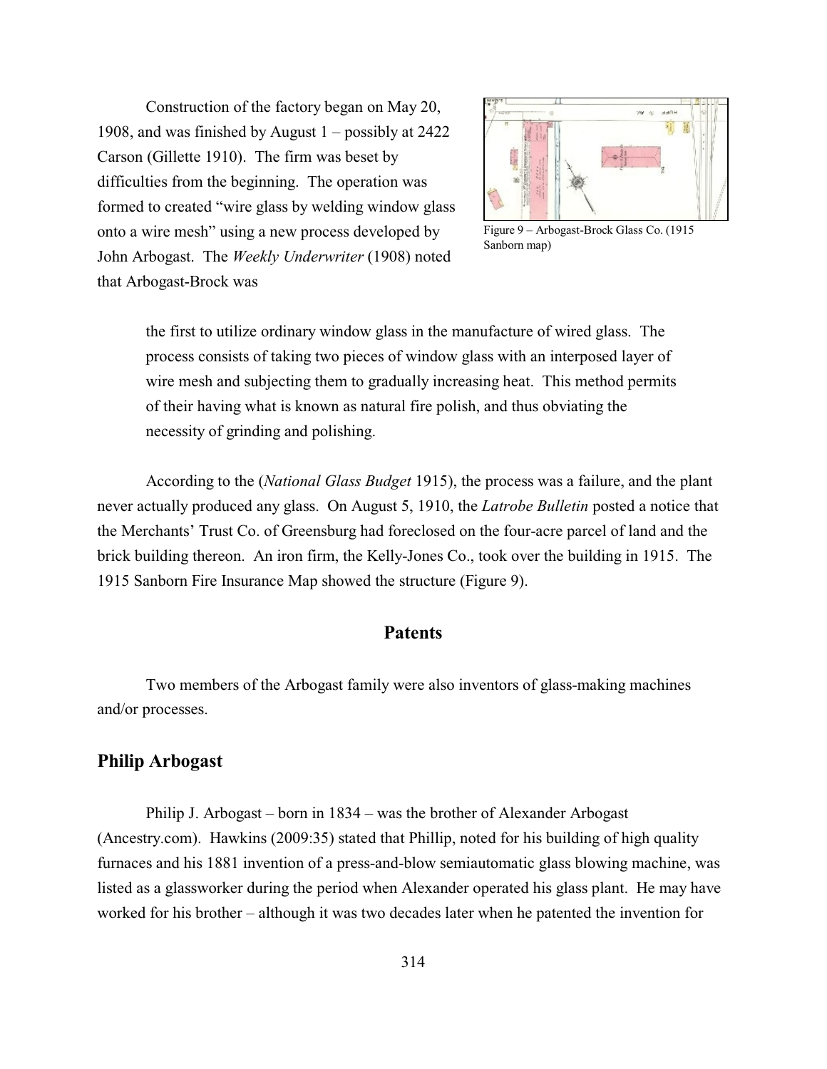Construction of the factory began on May 20, 1908, and was finished by August 1 – possibly at 2422 Carson (Gillette 1910). The firm was beset by difficulties from the beginning. The operation was formed to created "wire glass by welding window glass onto a wire mesh" using a new process developed by John Arbogast. The *Weekly Underwriter* (1908) noted that Arbogast-Brock was

Figure 9 – Arbogast-Brock Glass Co. (1915 Sanborn map)

> the first to utilize ordinary window glass in the manufacture of wired glass. The process consists of taking two pieces of window glass with an interposed layer of wire mesh and subjecting them to gradually increasing heat. This method permits of their having what is known as natural fire polish, and thus obviating the necessity of grinding and polishing.

According to the (*National Glass Budget* 1915), the process was a failure, and the plant never actually produced any glass. On August 5, 1910, the *Latrobe Bulletin* posted a notice that the Merchants' Trust Co. of Greensburg had foreclosed on the four-acre parcel of land and the brick building thereon. An iron firm, the Kelly-Jones Co., took over the building in 1915. The 1915 Sanborn Fire Insurance Map showed the structure (Figure 9).

## Patents

Two members of the Arbogast family were also inventors of glass-making machines and/or processes.

### Philip Arbogast

Philip J. Arbogast – born in 1834 – was the brother of Alexander Arbogast (Ancestry.com). Hawkins (2009:35) stated that Phillip, noted for his building of high quality furnaces and his 1881 invention of a press-and-blow semiautomatic glass blowing machine, was listed as a glassworker during the period when Alexander operated his glass plant. He may have worked for his brother – although it was two decades later when he patented the invention for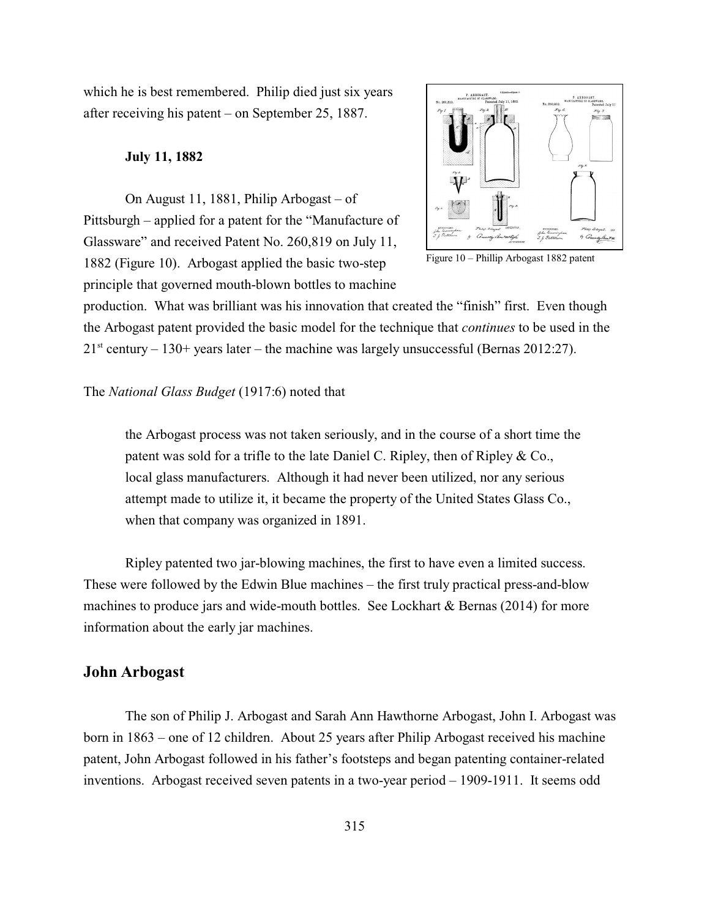which he is best remembered. Philip died just six years after receiving his patent – on September 25, 1887.

**July 11, 1882**

On August 11, 1881, Philip Arbogast – of Pittsburgh – applied for a patent for the "Manufacture of Glassware" and received Patent No. 260,819 on July 11, 1882 (Figure 10). Arbogast applied the basic two-step principle that governed mouth-blown bottles to machine production. What was brilliant was his innovation that created the "finish" first. Even though the Arbogast patent provided the basic model for the technique that *continues* to be used in the $21^{st}$ century – 130+ years later – the machine was largely unsuccessful (Bernas 2012:27).

Figure 10 – Phillip Arbogast 1882 patent

The *National Glass Budget* (1917:6) noted that

> the Arbogast process was not taken seriously, and in the course of a short time the patent was sold for a trifle to the late Daniel C. Ripley, then of Ripley & Co., local glass manufacturers. Although it had never been utilized, nor any serious attempt made to utilize it, it became the property of the United States Glass Co., when that company was organized in 1891.

Ripley patented two jar-blowing machines, the first to have even a limited success. These were followed by the Edwin Blue machines – the first truly practical press-and-blow machines to produce jars and wide-mouth bottles. See Lockhart & Bernas (2014) for more information about the early jar machines.

## John Arbogast

The son of Philip J. Arbogast and Sarah Ann Hawthorne Arbogast, John I. Arbogast was born in 1863 – one of 12 children. About 25 years after Philip Arbogast received his machine patent, John Arbogast followed in his father's footsteps and began patenting container-related inventions. Arbogast received seven patents in a two-year period – 1909-1911. It seems odd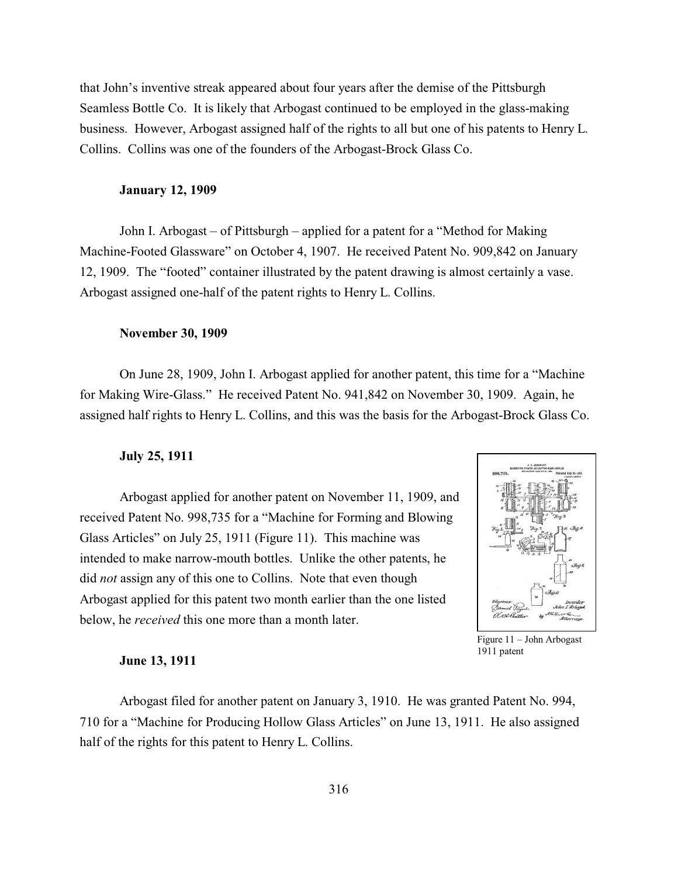that John's inventive streak appeared about four years after the demise of the Pittsburgh Seamless Bottle Co. It is likely that Arbogast continued to be employed in the glass-making business. However, Arbogast assigned half of the rights to all but one of his patents to Henry L. Collins. Collins was one of the founders of the Arbogast-Brock Glass Co.

**January 12, 1909**

John I. Arbogast – of Pittsburgh – applied for a patent for a "Method for Making Machine-Footed Glassware" on October 4, 1907. He received Patent No. 909,842 on January 12, 1909. The "footed" container illustrated by the patent drawing is almost certainly a vase. Arbogast assigned one-half of the patent rights to Henry L. Collins.

**November 30, 1909**

On June 28, 1909, John I. Arbogast applied for another patent, this time for a "Machine for Making Wire-Glass." He received Patent No. 941,842 on November 30, 1909. Again, he assigned half rights to Henry L. Collins, and this was the basis for the Arbogast-Brock Glass Co.

**July 25, 1911**

Arbogast applied for another patent on November 11, 1909, and received Patent No. 998,735 for a "Machine for Forming and Blowing Glass Articles" on July 25, 1911 (Figure 11). This machine was intended to make narrow-mouth bottles. Unlike the other patents, he did *not* assign any of this one to Collins. Note that even though Arbogast applied for this patent two month earlier than the one listed below, he *received* this one more than a month later.

Figure 11 – John Arbogast 1911 patent

**June 13, 1911**

Arbogast filed for another patent on January 3, 1910. He was granted Patent No. 994, 710 for a "Machine for Producing Hollow Glass Articles" on June 13, 1911. He also assigned half of the rights for this patent to Henry L. Collins.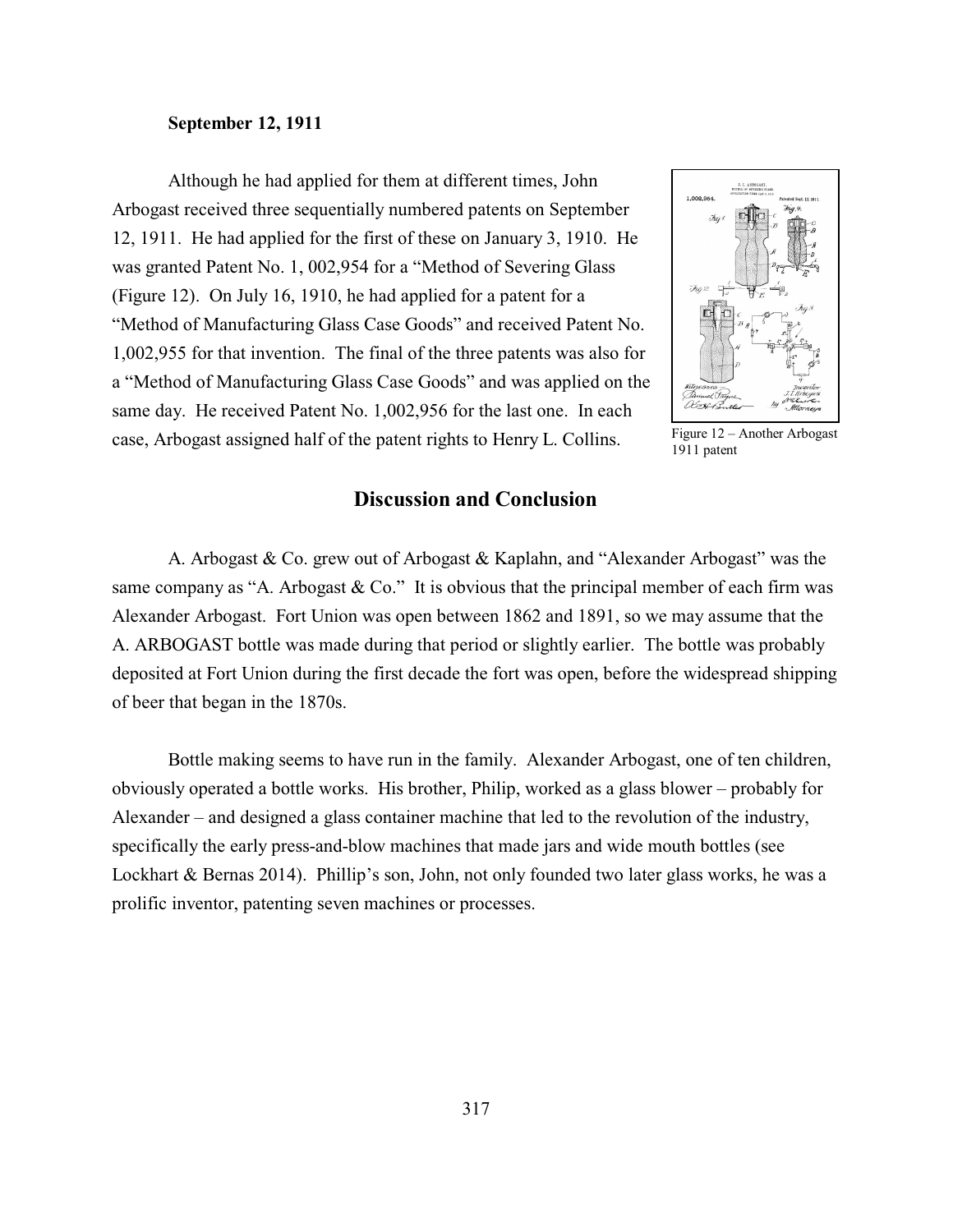**September 12, 1911**

Although he had applied for them at different times, John Arbogast received three sequentially numbered patents on September 12, 1911. He had applied for the first of these on January 3, 1910. He was granted Patent No. 1, 002,954 for a "Method of Severing Glass (Figure 12). On July 16, 1910, he had applied for a patent for a "Method of Manufacturing Glass Case Goods" and received Patent No. 1,002,955 for that invention. The final of the three patents was also for a "Method of Manufacturing Glass Case Goods" and was applied on the same day. He received Patent No. 1,002,956 for the last one. In each case, Arbogast assigned half of the patent rights to Henry L. Collins.

Figure 12 – Another Arbogast 1911 patent

## Discussion and Conclusion

A. Arbogast & Co. grew out of Arbogast & Kaplahn, and "Alexander Arbogast" was the same company as "A. Arbogast & Co." It is obvious that the principal member of each firm was Alexander Arbogast. Fort Union was open between 1862 and 1891, so we may assume that the A. ARBOGAST bottle was made during that period or slightly earlier. The bottle was probably deposited at Fort Union during the first decade the fort was open, before the widespread shipping of beer that began in the 1870s.

Bottle making seems to have run in the family. Alexander Arbogast, one of ten children, obviously operated a bottle works. His brother, Philip, worked as a glass blower – probably for Alexander – and designed a glass container machine that led to the revolution of the industry, specifically the early press-and-blow machines that made jars and wide mouth bottles (see Lockhart & Bernas 2014). Phillip's son, John, not only founded two later glass works, he was a prolific inventor, patenting seven machines or processes.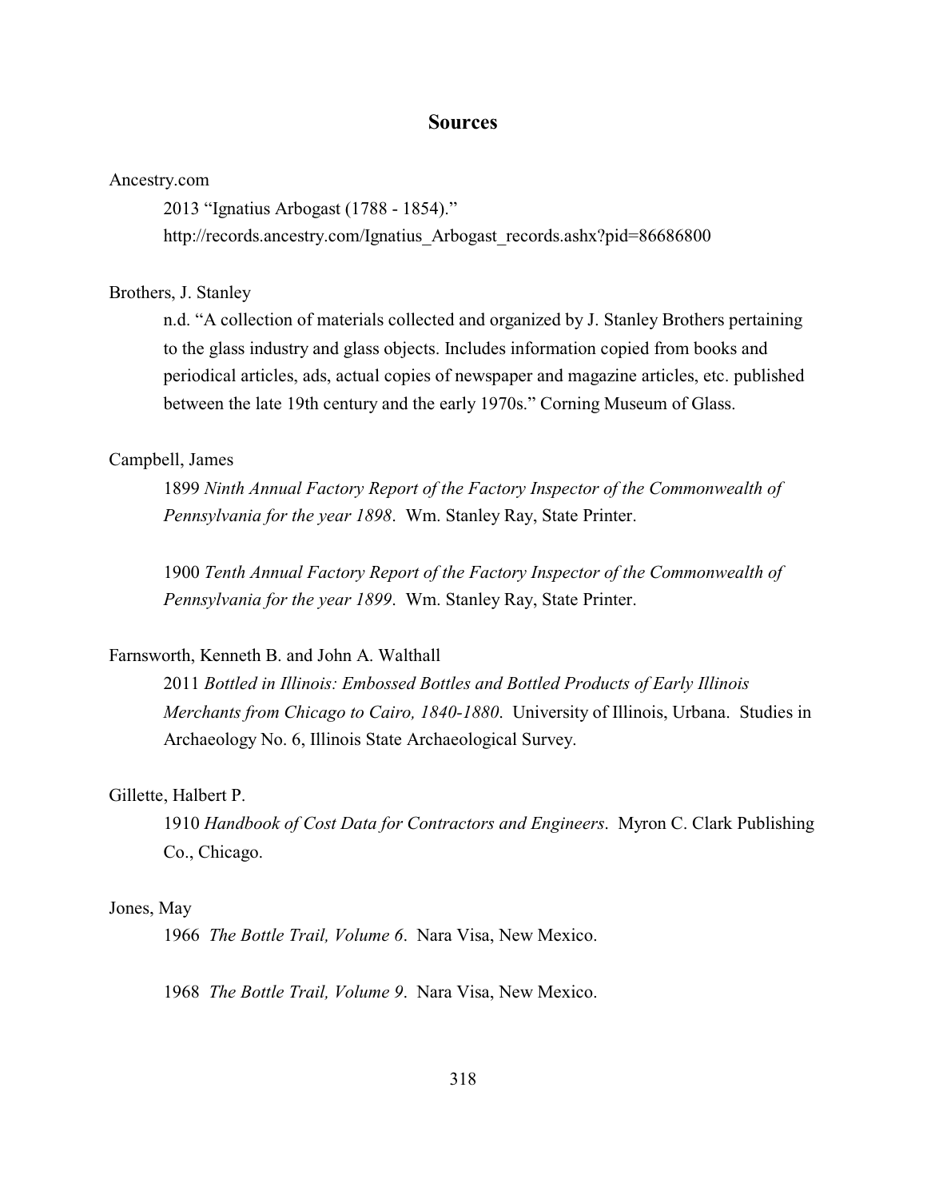## Sources

Ancestry.com

2013 "Ignatius Arbogast (1788 - 1854)." http://records.ancestry.com/Ignatius_Arbogast_records.ashx?pid=86686800

Brothers, J. Stanley

n.d. "A collection of materials collected and organized by J. Stanley Brothers pertaining to the glass industry and glass objects. Includes information copied from books and periodical articles, ads, actual copies of newspaper and magazine articles, etc. published between the late 19th century and the early 1970s." Corning Museum of Glass.

Campbell, James

1899 *Ninth Annual Factory Report of the Factory Inspector of the Commonwealth of Pennsylvania for the year 1898*. Wm. Stanley Ray, State Printer.

1900 *Tenth Annual Factory Report of the Factory Inspector of the Commonwealth of Pennsylvania for the year 1899*. Wm. Stanley Ray, State Printer.

Farnsworth, Kenneth B. and John A. Walthall

2011 *Bottled in Illinois: Embossed Bottles and Bottled Products of Early Illinois Merchants from Chicago to Cairo, 1840-1880*. University of Illinois, Urbana. Studies in Archaeology No. 6, Illinois State Archaeological Survey.

Gillette, Halbert P.

1910 *Handbook of Cost Data for Contractors and Engineers*. Myron C. Clark Publishing Co., Chicago.

Jones, May

1966 *The Bottle Trail, Volume 6*. Nara Visa, New Mexico.

1968 *The Bottle Trail, Volume 9*. Nara Visa, New Mexico.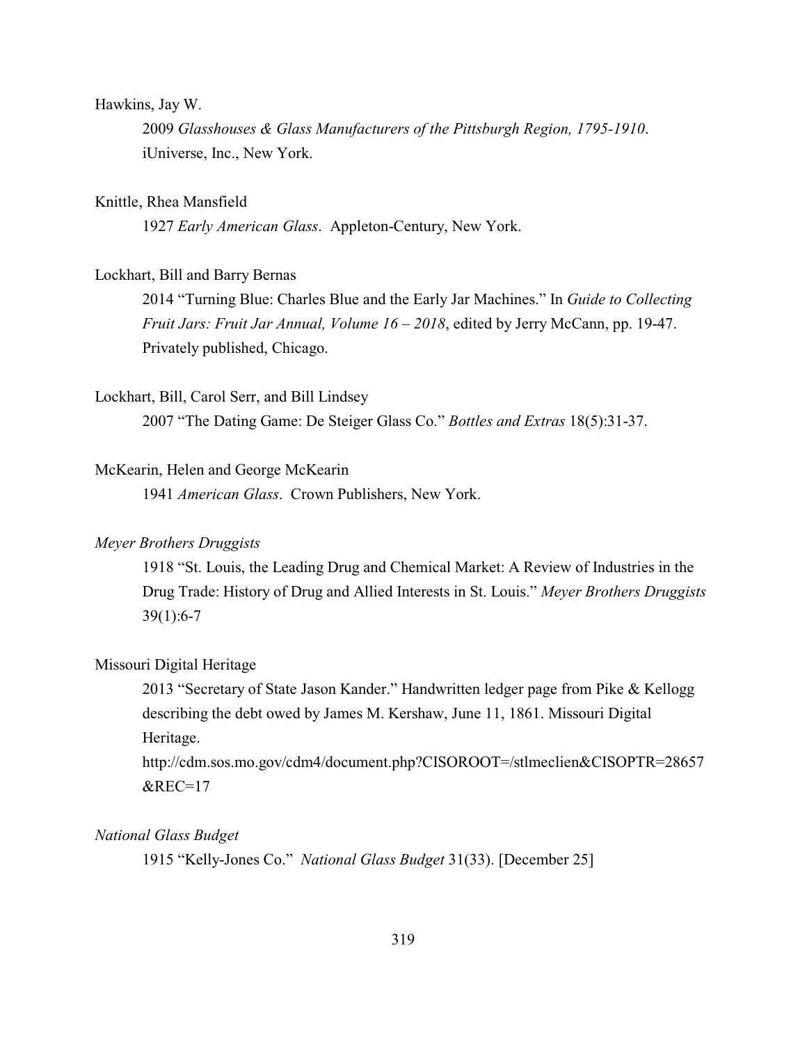Hawkins, Jay W.

2009 *Glasshouses & Glass Manufacturers of the Pittsburgh Region, 1795-1910*. iUniverse, Inc., New York.

Knittle, Rhea Mansfield

1927 *Early American Glass*. Appleton-Century, New York.

Lockhart, Bill and Barry Bernas

2014 "Turning Blue: Charles Blue and the Early Jar Machines." In *Guide to Collecting Fruit Jars: Fruit Jar Annual, Volume 16 – 2018*, edited by Jerry McCann, pp. 19-47. Privately published, Chicago.

Lockhart, Bill, Carol Serr, and Bill Lindsey

2007 "The Dating Game: De Steiger Glass Co." *Bottles and Extras* 18(5):31-37.

McKearin, Helen and George McKearin

1941 *American Glass*. Crown Publishers, New York.

*Meyer Brothers Druggists*

1918 "St. Louis, the Leading Drug and Chemical Market: A Review of Industries in the Drug Trade: History of Drug and Allied Interests in St. Louis." *Meyer Brothers Druggists* 39(1):6-7

Missouri Digital Heritage

2013 "Secretary of State Jason Kander." Handwritten ledger page from Pike & Kellogg describing the debt owed by James M. Kershaw, June 11, 1861. Missouri Digital Heritage. http://cdm.sos.mo.gov/cdm4/document.php?CISOROOT=/stlmeclien&CISOPTR=28657&REC=17

*National Glass Budget*

1915 "Kelly-Jones Co." *National Glass Budget* 31(33). [December 25]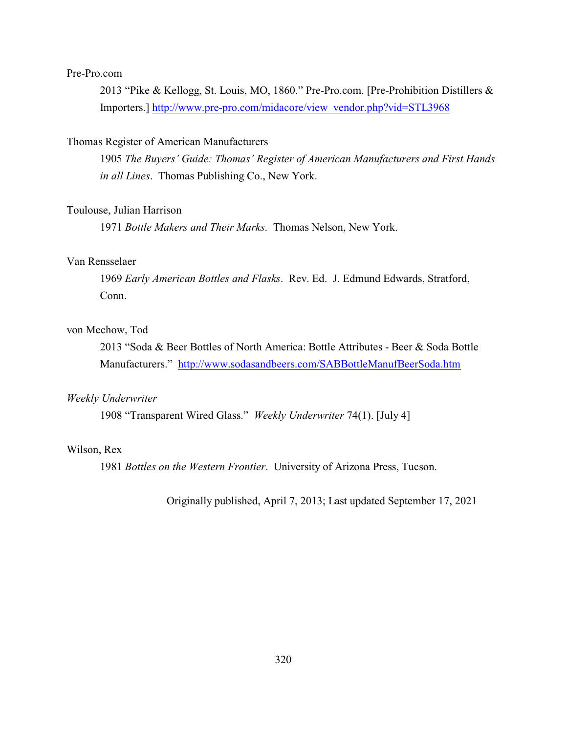Pre-Pro.com

2013 "Pike & Kellogg, St. Louis, MO, 1860." Pre-Pro.com. [Pre-Prohibition Distillers & Importers.] http://www.pre-pro.com/midacore/view_vendor.php?vid=STL3968

Thomas Register of American Manufacturers

1905 *The Buyers' Guide: Thomas' Register of American Manufacturers and First Hands in all Lines*. Thomas Publishing Co., New York.

Toulouse, Julian Harrison

1971 *Bottle Makers and Their Marks*. Thomas Nelson, New York.

Van Rensselaer

1969 *Early American Bottles and Flasks*. Rev. Ed. J. Edmund Edwards, Stratford, Conn.

von Mechow, Tod

2013 "Soda & Beer Bottles of North America: Bottle Attributes - Beer & Soda Bottle Manufacturers." http://www.sodasandbeers.com/SABBottleManufBeerSoda.htm

*Weekly Underwriter*

1908 "Transparent Wired Glass." *Weekly Underwriter* 74(1). [July 4]

Wilson, Rex

1981 *Bottles on the Western Frontier*. University of Arizona Press, Tucson.

Originally published, April 7, 2013; Last updated September 17, 2021